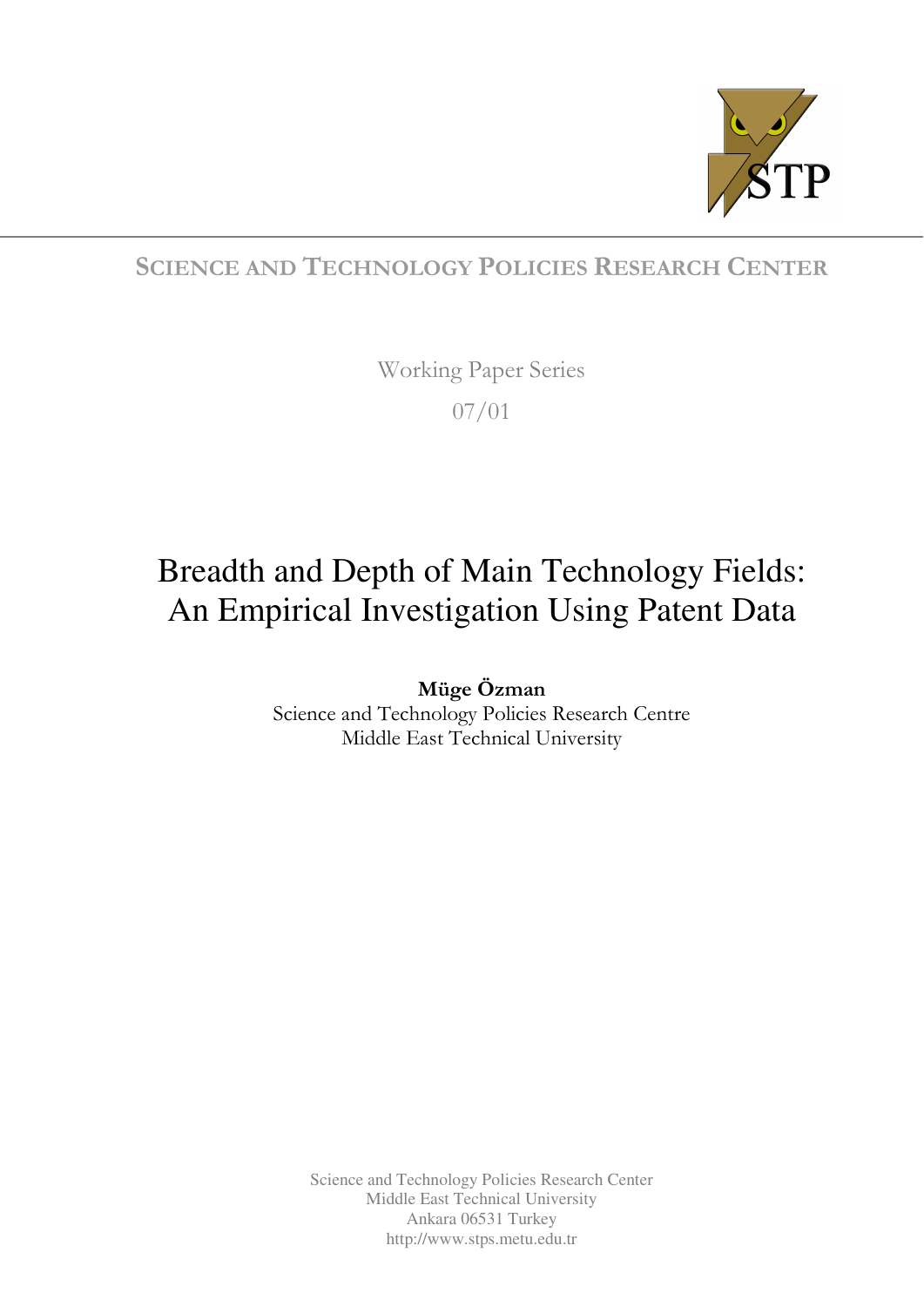SCIENCE AND TECHNOLOGY POLICIES RESEARCH CENTER

Working Paper Series

07/01

# Breadth and Depth of Main Technology Fields: An Empirical Investigation Using Patent Data

**Müge Özman**
Science and Technology Policies Research Centre
Middle East Technical University

Science and Technology Policies Research Center
Middle East Technical University
Ankara 06531 Turkey
http://www.stps.metu.edu.tr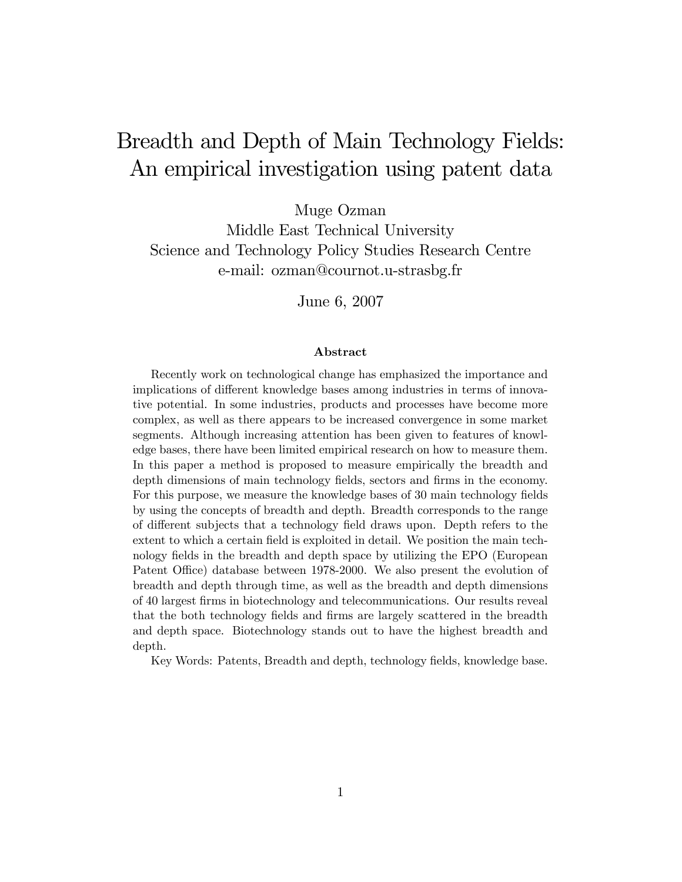# Breadth and Depth of Main Technology Fields: An empirical investigation using patent data

Muge Ozman
Middle East Technical University
Science and Technology Policy Studies Research Centre
e-mail: ozman@cournot.u-strasbg.fr

June 6, 2007

### Abstract

Recently work on technological change has emphasized the importance and implications of different knowledge bases among industries in terms of innovative potential. In some industries, products and processes have become more complex, as well as there appears to be increased convergence in some market segments. Although increasing attention has been given to features of knowledge bases, there have been limited empirical research on how to measure them. In this paper a method is proposed to measure empirically the breadth and depth dimensions of main technology fields, sectors and firms in the economy. For this purpose, we measure the knowledge bases of 30 main technology fields by using the concepts of breadth and depth. Breadth corresponds to the range of different subjects that a technology field draws upon. Depth refers to the extent to which a certain field is exploited in detail. We position the main technology fields in the breadth and depth space by utilizing the EPO (European Patent Office) database between 1978-2000. We also present the evolution of breadth and depth through time, as well as the breadth and depth dimensions of 40 largest firms in biotechnology and telecommunications. Our results reveal that the both technology fields and firms are largely scattered in the breadth and depth space. Biotechnology stands out to have the highest breadth and depth.

Key Words: Patents, Breadth and depth, technology fields, knowledge base.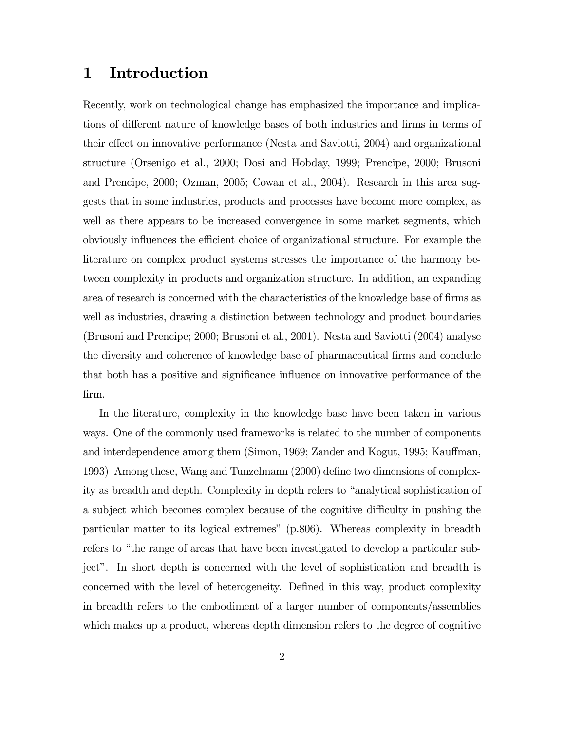# 1 Introduction

Recently, work on technological change has emphasized the importance and implications of different nature of knowledge bases of both industries and firms in terms of their effect on innovative performance (Nesta and Saviotti, 2004) and organizational structure (Orsenigo et al., 2000; Dosi and Hobday, 1999; Prencipe, 2000; Brusoni and Prencipe, 2000; Ozman, 2005; Cowan et al., 2004). Research in this area suggests that in some industries, products and processes have become more complex, as well as there appears to be increased convergence in some market segments, which obviously influences the efficient choice of organizational structure. For example the literature on complex product systems stresses the importance of the harmony between complexity in products and organization structure. In addition, an expanding area of research is concerned with the characteristics of the knowledge base of firms as well as industries, drawing a distinction between technology and product boundaries (Brusoni and Prencipe; 2000; Brusoni et al., 2001). Nesta and Saviotti (2004) analyse the diversity and coherence of knowledge base of pharmaceutical firms and conclude that both has a positive and significance influence on innovative performance of the firm.

In the literature, complexity in the knowledge base have been taken in various ways. One of the commonly used frameworks is related to the number of components and interdependence among them (Simon, 1969; Zander and Kogut, 1995; Kauffman, 1993) Among these, Wang and Tunzelmann (2000) define two dimensions of complexity as breadth and depth. Complexity in depth refers to "analytical sophistication of a subject which becomes complex because of the cognitive difficulty in pushing the particular matter to its logical extremes" (p.806). Whereas complexity in breadth refers to "the range of areas that have been investigated to develop a particular subject". In short depth is concerned with the level of sophistication and breadth is concerned with the level of heterogeneity. Defined in this way, product complexity in breadth refers to the embodiment of a larger number of components/assemblies which makes up a product, whereas depth dimension refers to the degree of cognitive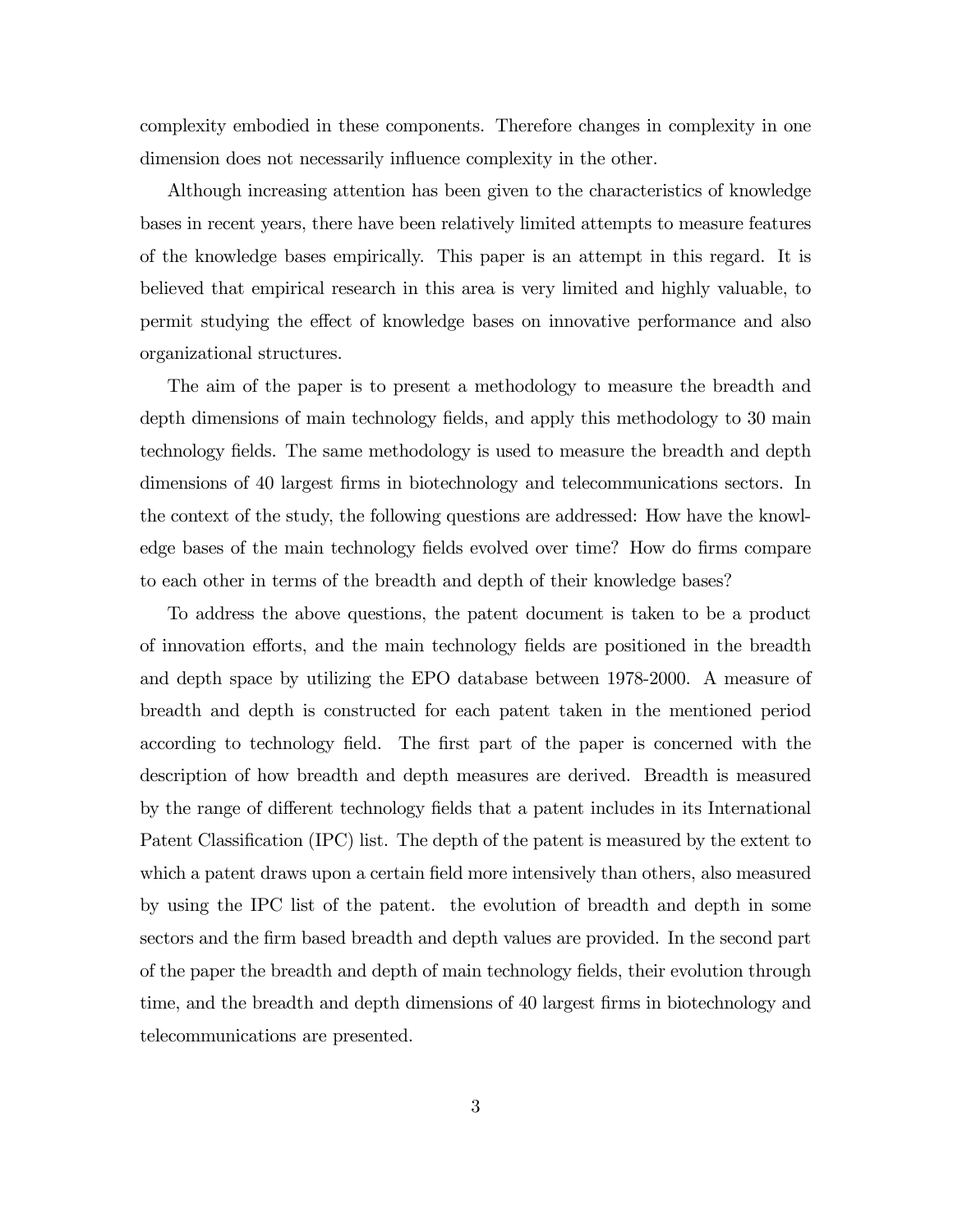complexity embodied in these components. Therefore changes in complexity in one dimension does not necessarily influence complexity in the other.

Although increasing attention has been given to the characteristics of knowledge bases in recent years, there have been relatively limited attempts to measure features of the knowledge bases empirically. This paper is an attempt in this regard. It is believed that empirical research in this area is very limited and highly valuable, to permit studying the effect of knowledge bases on innovative performance and also organizational structures.

The aim of the paper is to present a methodology to measure the breadth and depth dimensions of main technology fields, and apply this methodology to 30 main technology fields. The same methodology is used to measure the breadth and depth dimensions of 40 largest firms in biotechnology and telecommunications sectors. In the context of the study, the following questions are addressed: How have the knowledge bases of the main technology fields evolved over time? How do firms compare to each other in terms of the breadth and depth of their knowledge bases?

To address the above questions, the patent document is taken to be a product of innovation efforts, and the main technology fields are positioned in the breadth and depth space by utilizing the EPO database between 1978-2000. A measure of breadth and depth is constructed for each patent taken in the mentioned period according to technology field. The first part of the paper is concerned with the description of how breadth and depth measures are derived. Breadth is measured by the range of different technology fields that a patent includes in its International Patent Classification (IPC) list. The depth of the patent is measured by the extent to which a patent draws upon a certain field more intensively than others, also measured by using the IPC list of the patent. the evolution of breadth and depth in some sectors and the firm based breadth and depth values are provided. In the second part of the paper the breadth and depth of main technology fields, their evolution through time, and the breadth and depth dimensions of 40 largest firms in biotechnology and telecommunications are presented.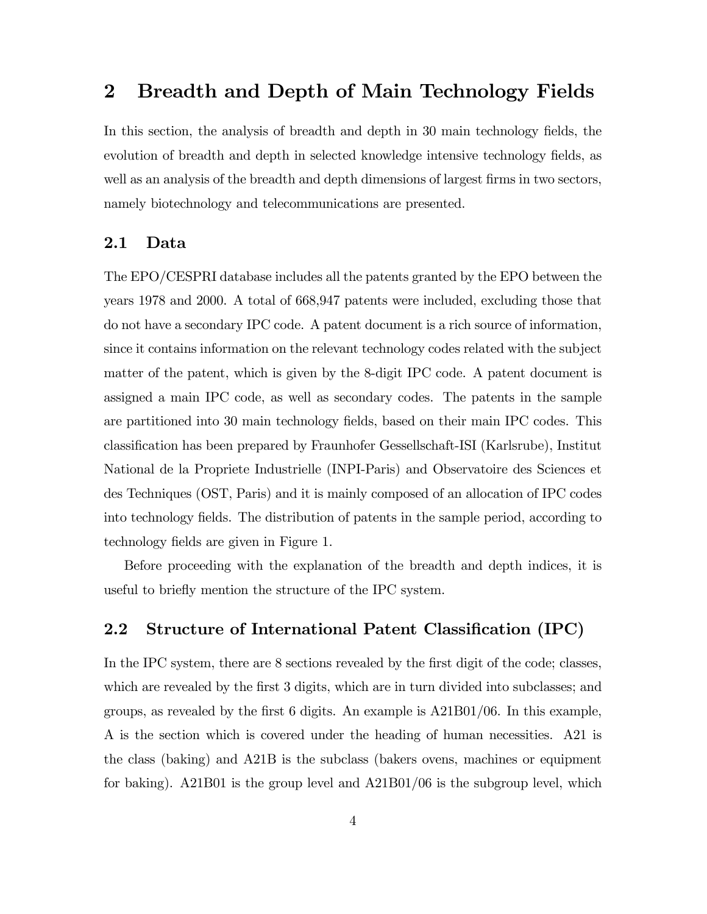## 2 Breadth and Depth of Main Technology Fields

In this section, the analysis of breadth and depth in 30 main technology fields, the evolution of breadth and depth in selected knowledge intensive technology fields, as well as an analysis of the breadth and depth dimensions of largest firms in two sectors, namely biotechnology and telecommunications are presented.

### 2.1 Data

The EPO/CESPRI database includes all the patents granted by the EPO between the years 1978 and 2000. A total of 668,947 patents were included, excluding those that do not have a secondary IPC code. A patent document is a rich source of information, since it contains information on the relevant technology codes related with the subject matter of the patent, which is given by the 8-digit IPC code. A patent document is assigned a main IPC code, as well as secondary codes. The patents in the sample are partitioned into 30 main technology fields, based on their main IPC codes. This classification has been prepared by Fraunhofer Gessellschaft-ISI (Karlsrube), Institut National de la Propriete Industrielle (INPI-Paris) and Observatoire des Sciences et des Techniques (OST, Paris) and it is mainly composed of an allocation of IPC codes into technology fields. The distribution of patents in the sample period, according to technology fields are given in Figure 1.

Before proceeding with the explanation of the breadth and depth indices, it is useful to briefly mention the structure of the IPC system.

### 2.2 Structure of International Patent Classification (IPC)

In the IPC system, there are 8 sections revealed by the first digit of the code; classes, which are revealed by the first 3 digits, which are in turn divided into subclasses; and groups, as revealed by the first 6 digits. An example is A21B01/06. In this example, A is the section which is covered under the heading of human necessities. A21 is the class (baking) and A21B is the subclass (bakers ovens, machines or equipment for baking). A21B01 is the group level and A21B01/06 is the subgroup level, which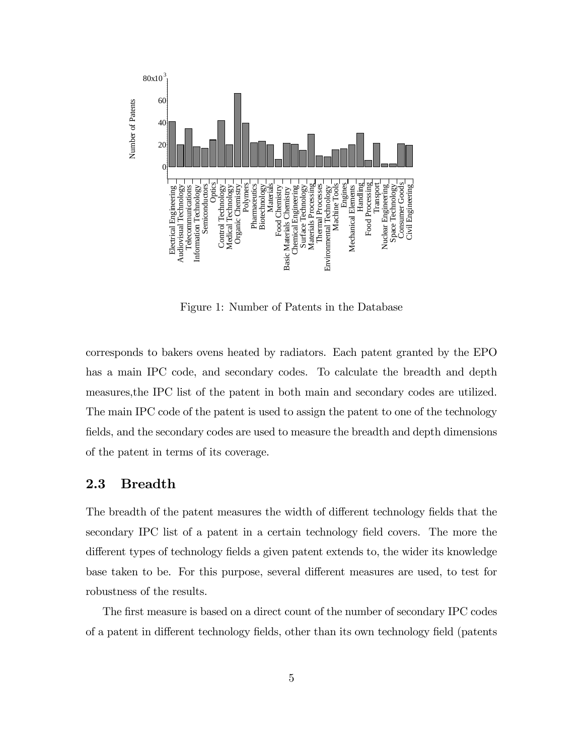Figure 1: Number of Patents in the Database

corresponds to bakers ovens heated by radiators. Each patent granted by the EPO has a main IPC code, and secondary codes. To calculate the breadth and depth measures,the IPC list of the patent in both main and secondary codes are utilized. The main IPC code of the patent is used to assign the patent to one of the technology fields, and the secondary codes are used to measure the breadth and depth dimensions of the patent in terms of its coverage.

## 2.3 Breadth

The breadth of the patent measures the width of different technology fields that the secondary IPC list of a patent in a certain technology field covers. The more the different types of technology fields a given patent extends to, the wider its knowledge base taken to be. For this purpose, several different measures are used, to test for robustness of the results.

The first measure is based on a direct count of the number of secondary IPC codes of a patent in different technology fields, other than its own technology field (patents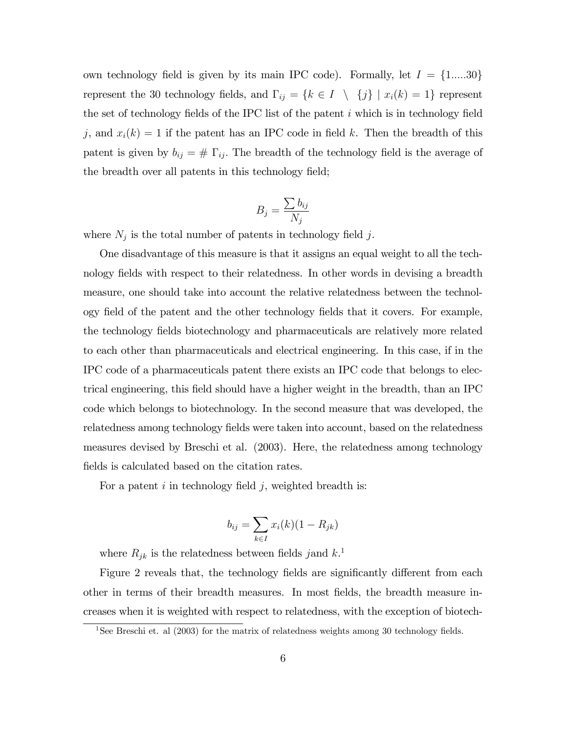own technology field is given by its main IPC code). Formally, let $I = \{1.....30\}$ represent the 30 technology fields, and $\Gamma_{ij} = \{k \in I \ \setminus \ \{j\} \mid x_i(k) = 1\}$ represent the set of technology fields of the IPC list of the patent $i$ which is in technology field $j$, and $x_i(k) = 1$ if the patent has an IPC code in field $k$. Then the breadth of this patent is given by $b_{ij} = \# \ \Gamma_{ij}$. The breadth of the technology field is the average of the breadth over all patents in this technology field;

$$B_j = \frac{\sum b_{ij}}{N_j}$$

where $N_j$ is the total number of patents in technology field $j$.

One disadvantage of this measure is that it assigns an equal weight to all the technology fields with respect to their relatedness. In other words in devising a breadth measure, one should take into account the relative relatedness between the technology field of the patent and the other technology fields that it covers. For example, the technology fields biotechnology and pharmaceuticals are relatively more related to each other than pharmaceuticals and electrical engineering. In this case, if in the IPC code of a pharmaceuticals patent there exists an IPC code that belongs to electrical engineering, this field should have a higher weight in the breadth, than an IPC code which belongs to biotechnology. In the second measure that was developed, the relatedness among technology fields were taken into account, based on the relatedness measures devised by Breschi et al. (2003). Here, the relatedness among technology fields is calculated based on the citation rates.

For a patent $i$ in technology field $j$, weighted breadth is:

$$b_{ij} = \sum_{k \in I} x_i(k)(1 - R_{jk})$$

where $R_{jk}$ is the relatedness between fields $j$and $k$.[1]

Figure 2 reveals that, the technology fields are significantly different from each other in terms of their breadth measures. In most fields, the breadth measure increases when it is weighted with respect to relatedness, with the exception of biotech-

[1] See Breschi et. al (2003) for the matrix of relatedness weights among 30 technology fields.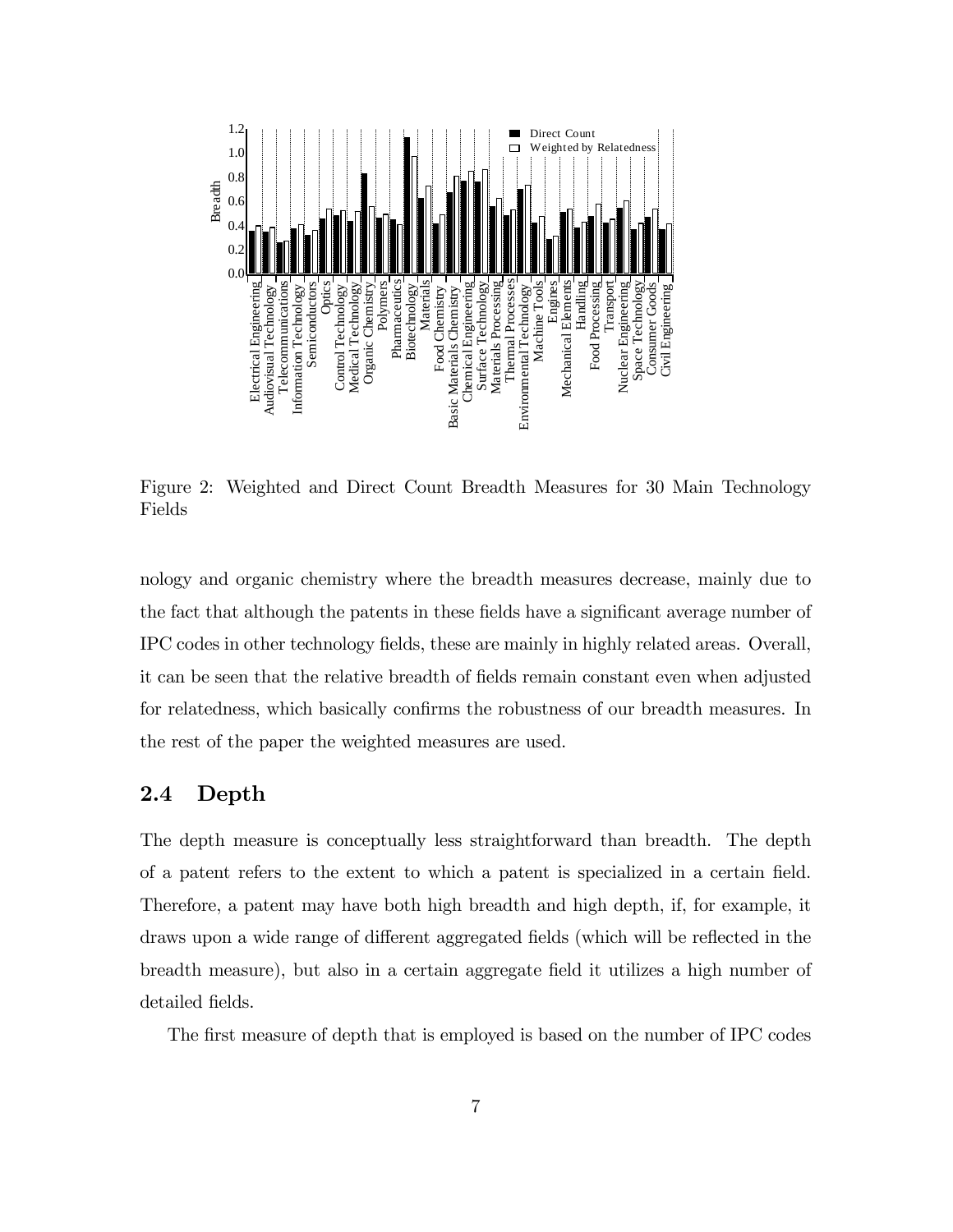Figure 2: Weighted and Direct Count Breadth Measures for 30 Main Technology Fields

nology and organic chemistry where the breadth measures decrease, mainly due to the fact that although the patents in these fields have a significant average number of IPC codes in other technology fields, these are mainly in highly related areas. Overall, it can be seen that the relative breadth of fields remain constant even when adjusted for relatedness, which basically confirms the robustness of our breadth measures. In the rest of the paper the weighted measures are used.

## 2.4 Depth

The depth measure is conceptually less straightforward than breadth. The depth of a patent refers to the extent to which a patent is specialized in a certain field. Therefore, a patent may have both high breadth and high depth, if, for example, it draws upon a wide range of different aggregated fields (which will be reflected in the breadth measure), but also in a certain aggregate field it utilizes a high number of detailed fields.

The first measure of depth that is employed is based on the number of IPC codes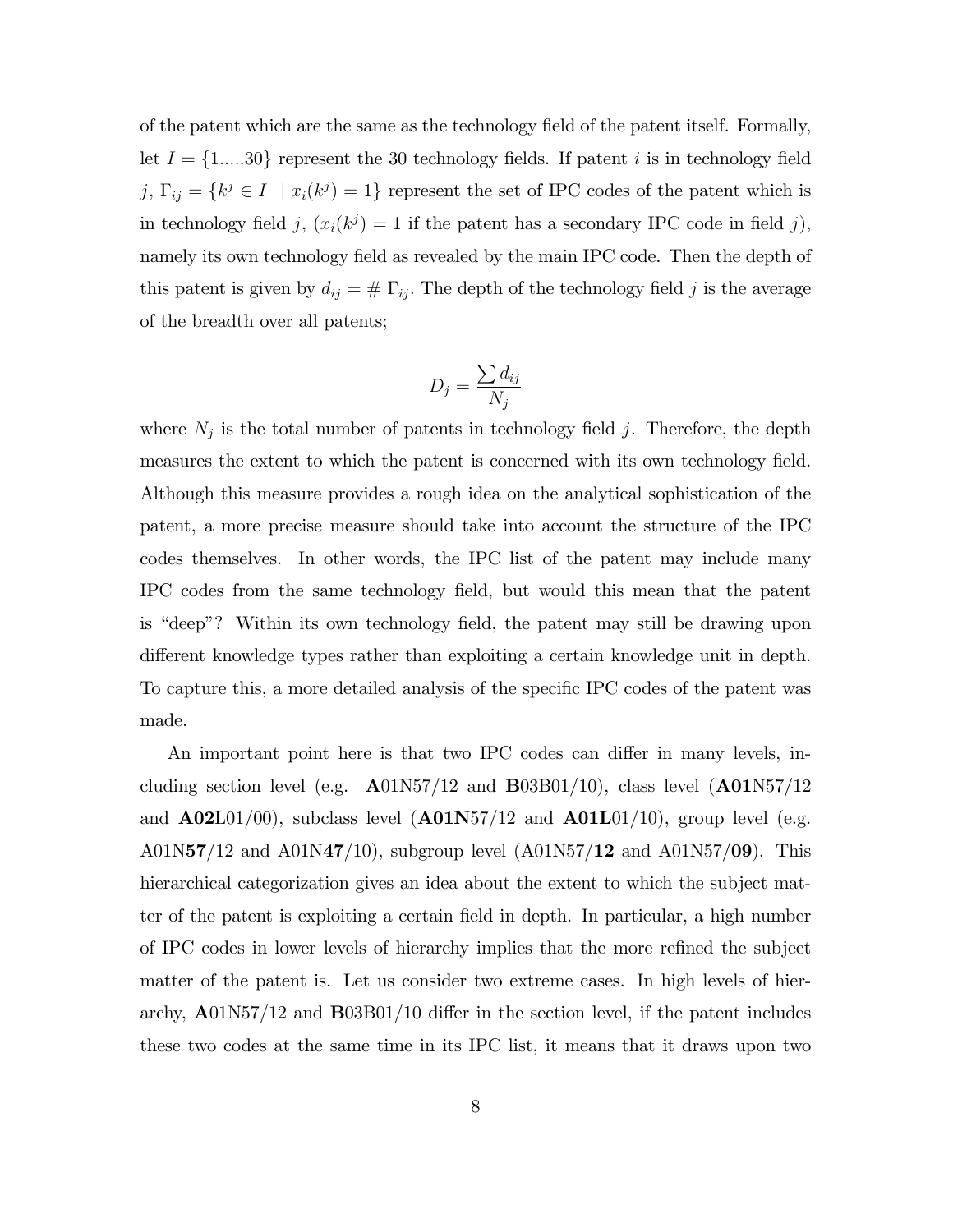of the patent which are the same as the technology field of the patent itself. Formally, let $I = \{1.....30\}$ represent the 30 technology fields. If patent $i$ is in technology field $j$, $\Gamma_{ij} = \{k^j \in I \ \mid x_i(k^j) = 1\}$ represent the set of IPC codes of the patent which is in technology field $j$, ($x_i(k^j) = 1$ if the patent has a secondary IPC code in field $j$), namely its own technology field as revealed by the main IPC code. Then the depth of this patent is given by $d_{ij} = \# \, \Gamma_{ij}$. The depth of the technology field $j$ is the average of the breadth over all patents;

$$D_j = \frac{\sum d_{ij}}{N_j}$$

where $N_j$ is the total number of patents in technology field $j$. Therefore, the depth measures the extent to which the patent is concerned with its own technology field. Although this measure provides a rough idea on the analytical sophistication of the patent, a more precise measure should take into account the structure of the IPC codes themselves. In other words, the IPC list of the patent may include many IPC codes from the same technology field, but would this mean that the patent is "deep"? Within its own technology field, the patent may still be drawing upon different knowledge types rather than exploiting a certain knowledge unit in depth. To capture this, a more detailed analysis of the specific IPC codes of the patent was made.

An important point here is that two IPC codes can differ in many levels, including section level (e.g. **A**01N57/12 and **B**03B01/10), class level (**A01**N57/12 and **A02**L01/00), subclass level (**A01N**57/12 and **A01L**01/10), group level (e.g. A01N**57**/12 and A01N**47**/10), subgroup level (A01N57/**12** and A01N57/**09**). This hierarchical categorization gives an idea about the extent to which the subject matter of the patent is exploiting a certain field in depth. In particular, a high number of IPC codes in lower levels of hierarchy implies that the more refined the subject matter of the patent is. Let us consider two extreme cases. In high levels of hierarchy, **A**01N57/12 and **B**03B01/10 differ in the section level, if the patent includes these two codes at the same time in its IPC list, it means that it draws upon two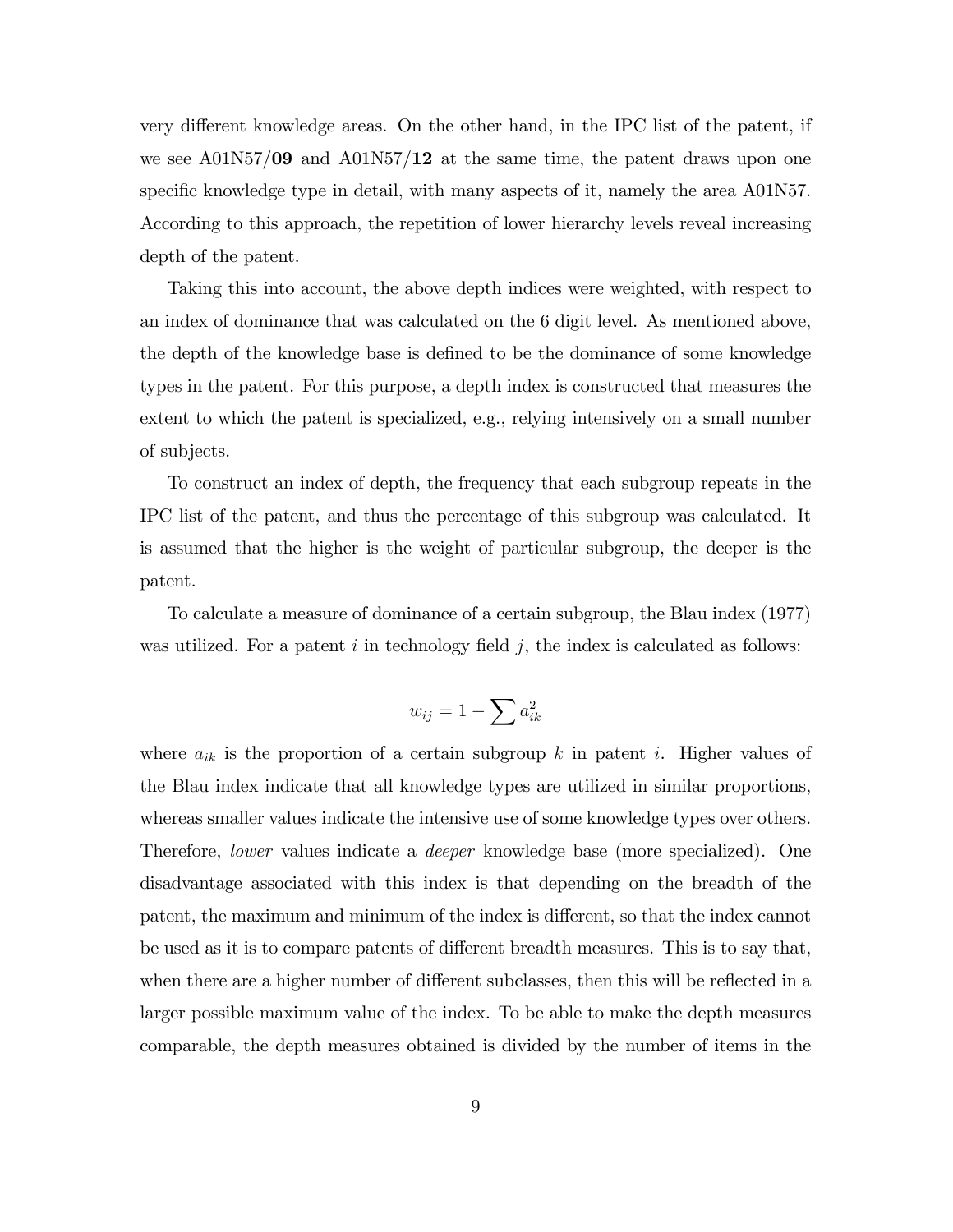very different knowledge areas. On the other hand, in the IPC list of the patent, if we see A01N57/**09** and A01N57/**12** at the same time, the patent draws upon one specific knowledge type in detail, with many aspects of it, namely the area A01N57. According to this approach, the repetition of lower hierarchy levels reveal increasing depth of the patent.

Taking this into account, the above depth indices were weighted, with respect to an index of dominance that was calculated on the 6 digit level. As mentioned above, the depth of the knowledge base is defined to be the dominance of some knowledge types in the patent. For this purpose, a depth index is constructed that measures the extent to which the patent is specialized, e.g., relying intensively on a small number of subjects.

To construct an index of depth, the frequency that each subgroup repeats in the IPC list of the patent, and thus the percentage of this subgroup was calculated. It is assumed that the higher is the weight of particular subgroup, the deeper is the patent.

To calculate a measure of dominance of a certain subgroup, the Blau index (1977) was utilized. For a patent $i$ in technology field $j$, the index is calculated as follows:

$$w_{ij} = 1 - \sum a_{ik}^2$$

where $a_{ik}$ is the proportion of a certain subgroup $k$ in patent $i$. Higher values of the Blau index indicate that all knowledge types are utilized in similar proportions, whereas smaller values indicate the intensive use of some knowledge types over others. Therefore, *lower* values indicate a *deeper* knowledge base (more specialized). One disadvantage associated with this index is that depending on the breadth of the patent, the maximum and minimum of the index is different, so that the index cannot be used as it is to compare patents of different breadth measures. This is to say that, when there are a higher number of different subclasses, then this will be reflected in a larger possible maximum value of the index. To be able to make the depth measures comparable, the depth measures obtained is divided by the number of items in the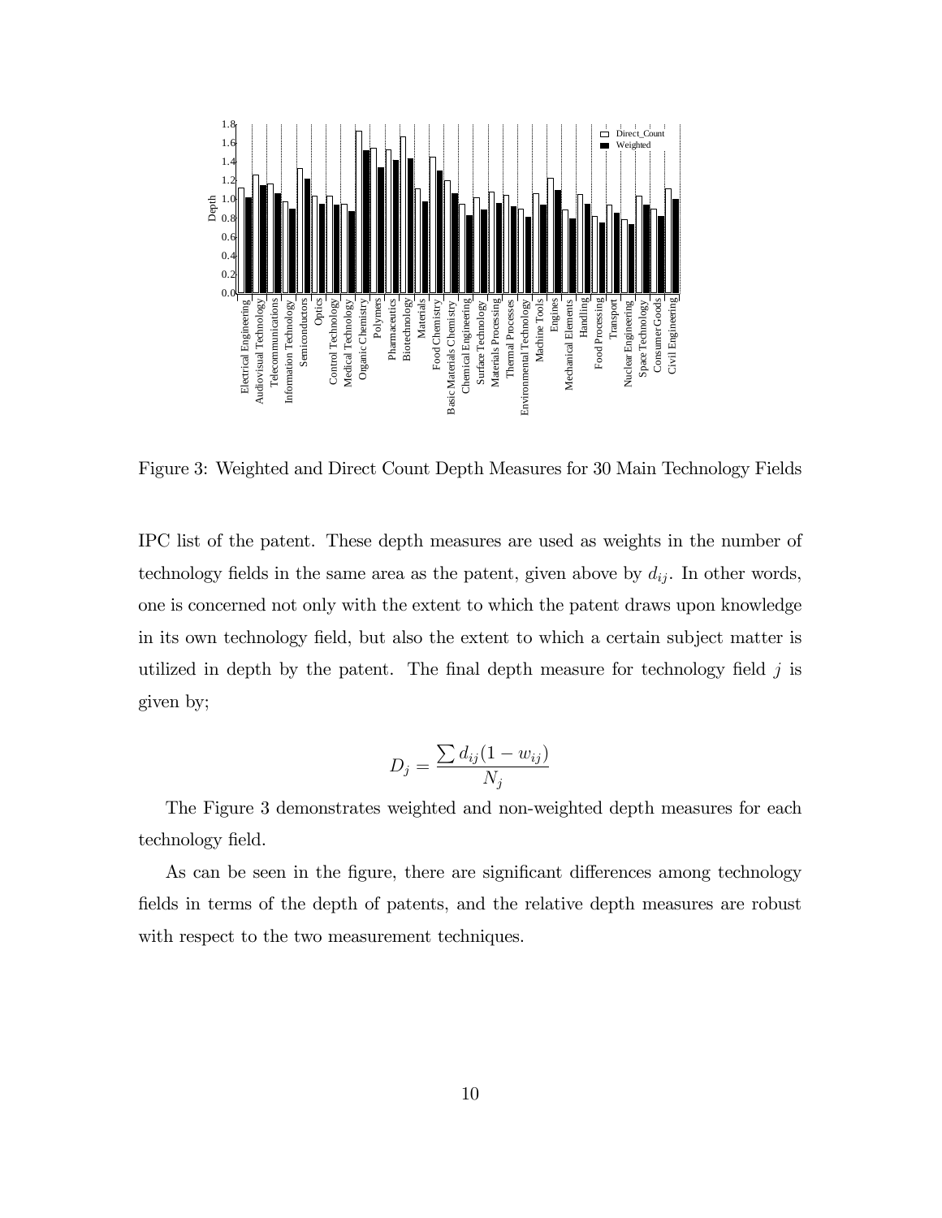Figure 3: Weighted and Direct Count Depth Measures for 30 Main Technology Fields

IPC list of the patent. These depth measures are used as weights in the number of technology fields in the same area as the patent, given above by $d_{ij}$. In other words, one is concerned not only with the extent to which the patent draws upon knowledge in its own technology field, but also the extent to which a certain subject matter is utilized in depth by the patent. The final depth measure for technology field $j$ is given by;

$$D_j = \frac{\sum d_{ij}(1 - w_{ij})}{N_j}$$

The Figure 3 demonstrates weighted and non-weighted depth measures for each technology field.

As can be seen in the figure, there are significant differences among technology fields in terms of the depth of patents, and the relative depth measures are robust with respect to the two measurement techniques.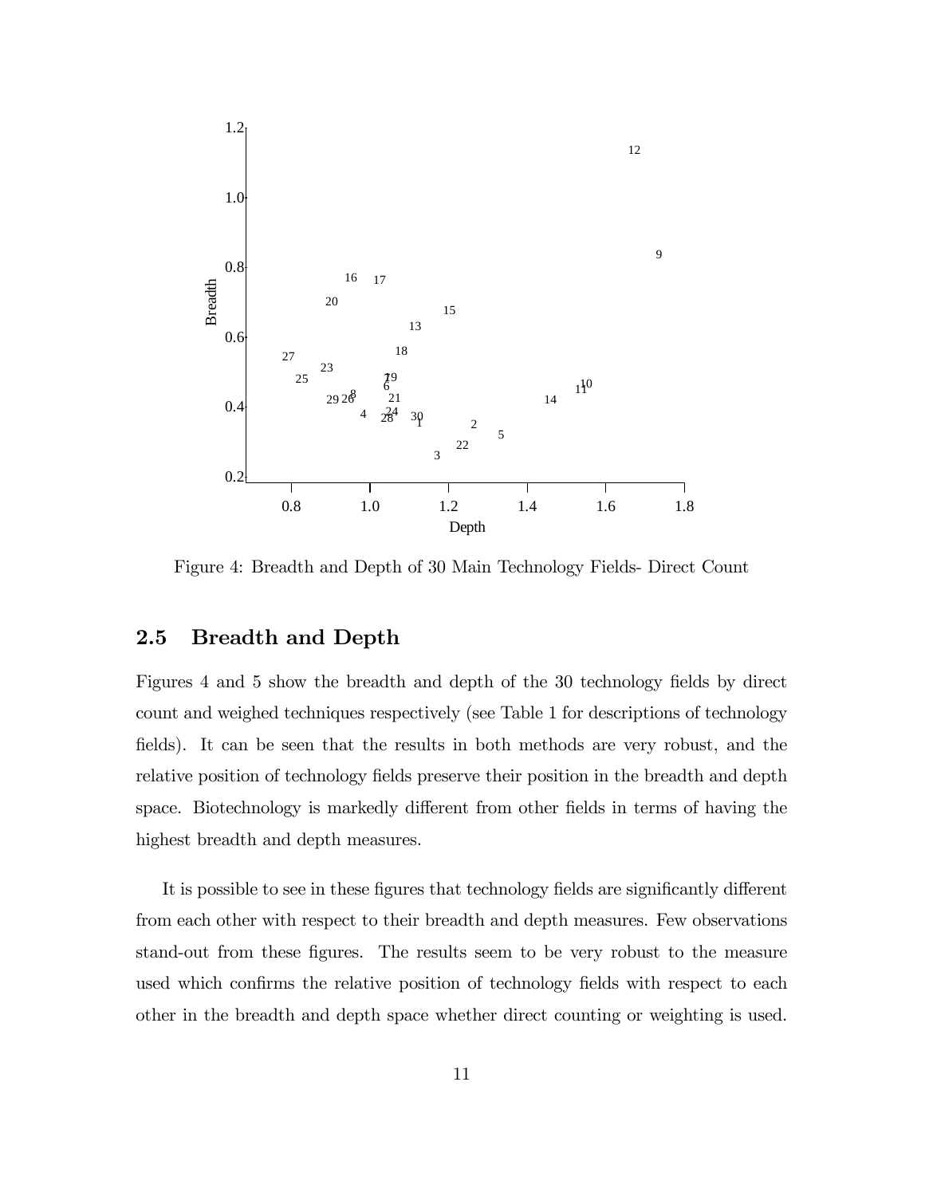Figure 4: Breadth and Depth of 30 Main Technology Fields- Direct Count

## 2.5 Breadth and Depth

Figures 4 and 5 show the breadth and depth of the 30 technology fields by direct count and weighed techniques respectively (see Table 1 for descriptions of technology fields). It can be seen that the results in both methods are very robust, and the relative position of technology fields preserve their position in the breadth and depth space. Biotechnology is markedly different from other fields in terms of having the highest breadth and depth measures.

It is possible to see in these figures that technology fields are significantly different from each other with respect to their breadth and depth measures. Few observations stand-out from these figures. The results seem to be very robust to the measure used which confirms the relative position of technology fields with respect to each other in the breadth and depth space whether direct counting or weighting is used.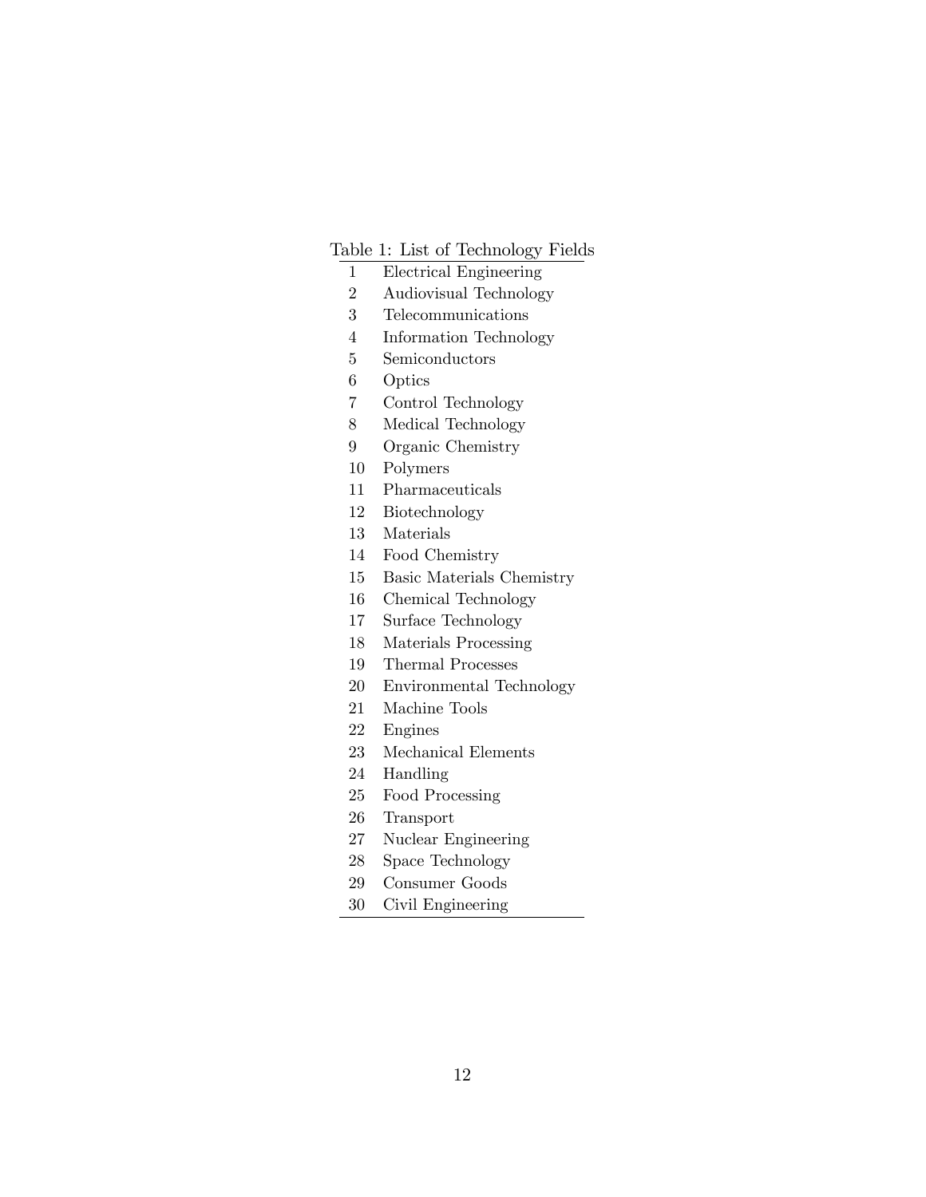Table 1: List of Technology Fields

| | |
|---|---|
| 1 | Electrical Engineering |
| 2 | Audiovisual Technology |
| 3 | Telecommunications |
| 4 | Information Technology |
| 5 | Semiconductors |
| 6 | Optics |
| 7 | Control Technology |
| 8 | Medical Technology |
| 9 | Organic Chemistry |
| 10 | Polymers |
| 11 | Pharmaceuticals |
| 12 | Biotechnology |
| 13 | Materials |
| 14 | Food Chemistry |
| 15 | Basic Materials Chemistry |
| 16 | Chemical Technology |
| 17 | Surface Technology |
| 18 | Materials Processing |
| 19 | Thermal Processes |
| 20 | Environmental Technology |
| 21 | Machine Tools |
| 22 | Engines |
| 23 | Mechanical Elements |
| 24 | Handling |
| 25 | Food Processing |
| 26 | Transport |
| 27 | Nuclear Engineering |
| 28 | Space Technology |
| 29 | Consumer Goods |
| 30 | Civil Engineering |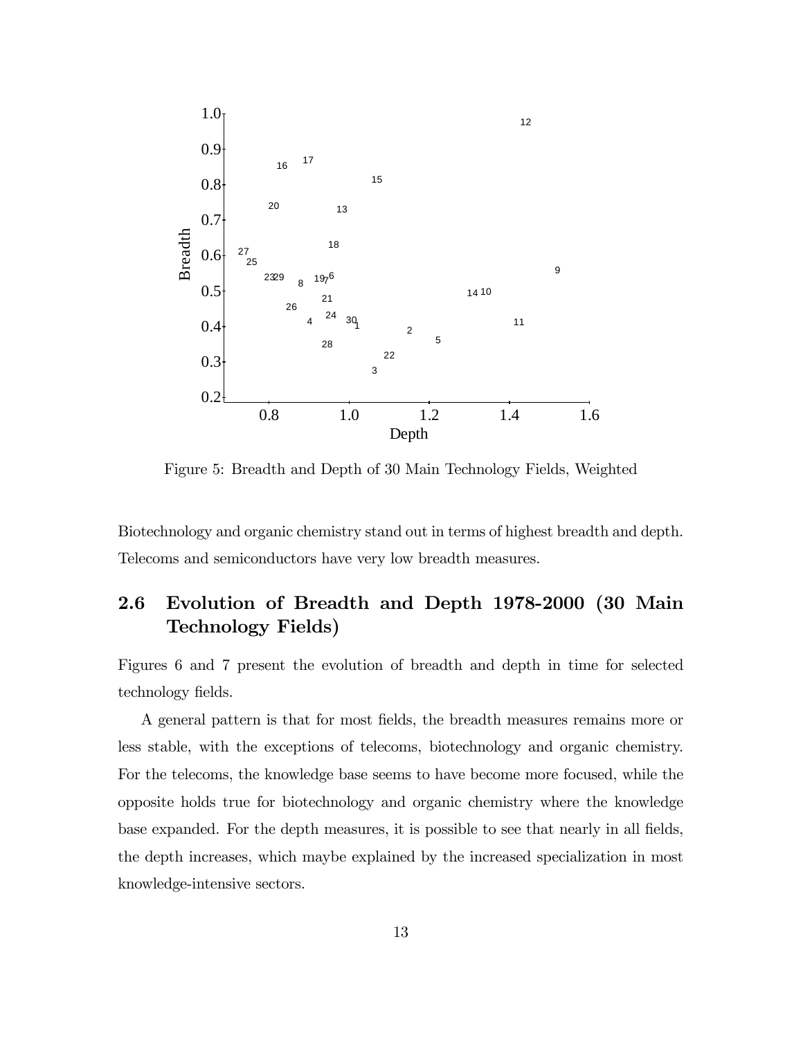Figure 5: Breadth and Depth of 30 Main Technology Fields, Weighted

Biotechnology and organic chemistry stand out in terms of highest breadth and depth. Telecoms and semiconductors have very low breadth measures.

## 2.6 Evolution of Breadth and Depth 1978-2000 (30 Main Technology Fields)

Figures 6 and 7 present the evolution of breadth and depth in time for selected technology fields.

A general pattern is that for most fields, the breadth measures remains more or less stable, with the exceptions of telecoms, biotechnology and organic chemistry. For the telecoms, the knowledge base seems to have become more focused, while the opposite holds true for biotechnology and organic chemistry where the knowledge base expanded. For the depth measures, it is possible to see that nearly in all fields, the depth increases, which maybe explained by the increased specialization in most knowledge-intensive sectors.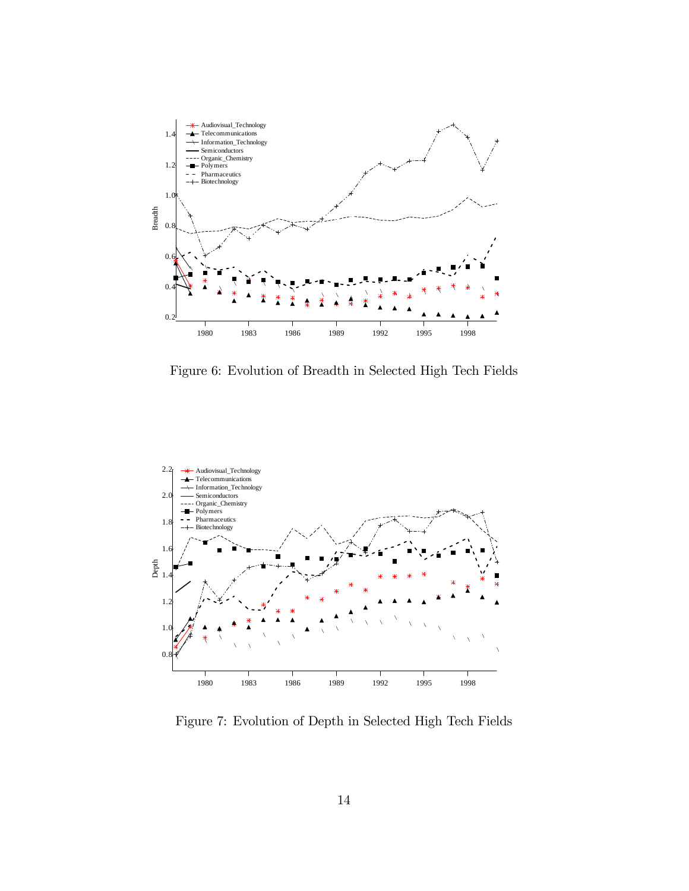Figure 6: Evolution of Breadth in Selected High Tech Fields

Figure 7: Evolution of Depth in Selected High Tech Fields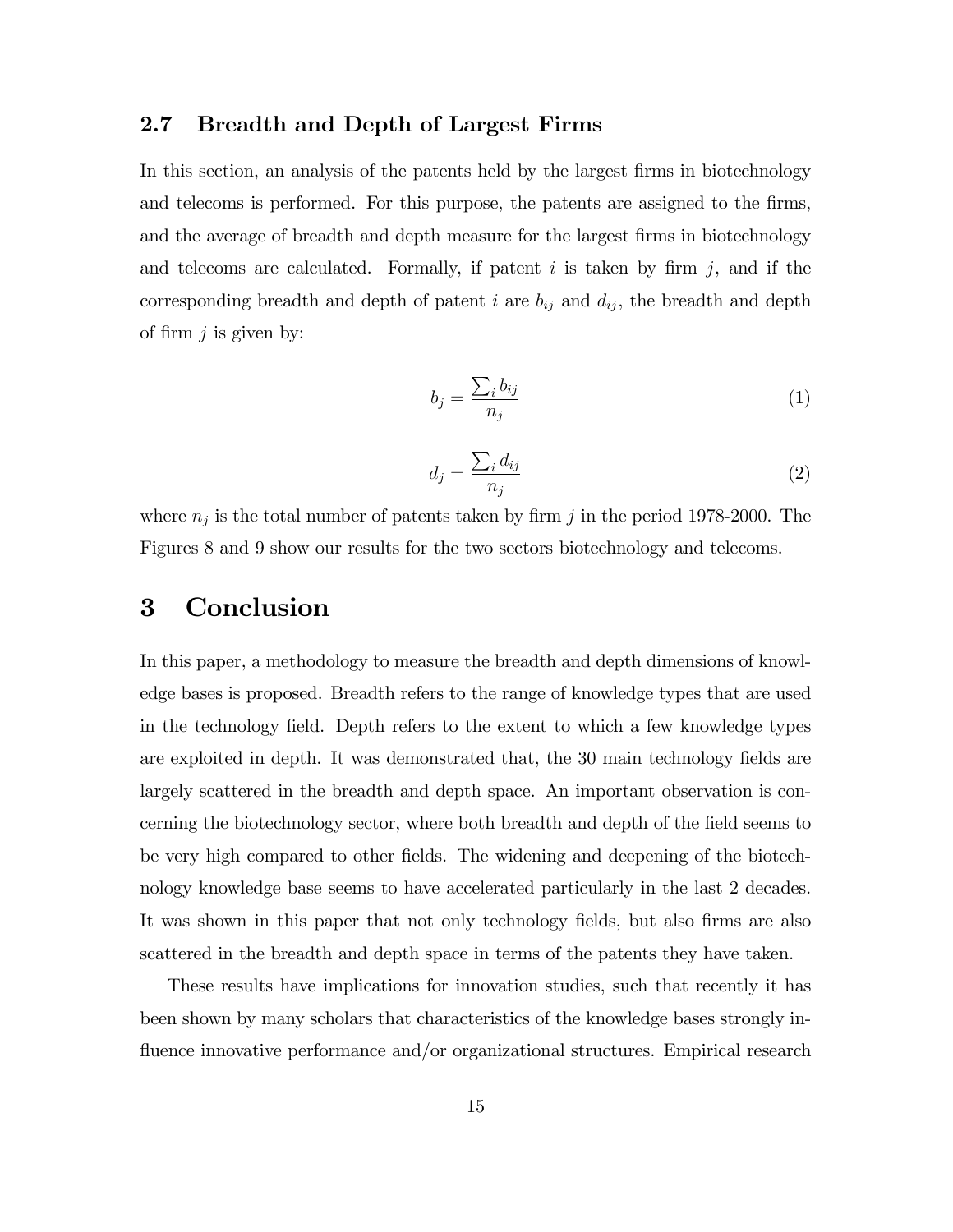### 2.7 Breadth and Depth of Largest Firms

In this section, an analysis of the patents held by the largest firms in biotechnology and telecoms is performed. For this purpose, the patents are assigned to the firms, and the average of breadth and depth measure for the largest firms in biotechnology and telecoms are calculated. Formally, if patent $i$ is taken by firm $j$, and if the corresponding breadth and depth of patent $i$ are $b_{ij}$ and $d_{ij}$, the breadth and depth of firm $j$ is given by:

$$b_j = \frac{\sum_i b_{ij}}{n_j} \tag{1}$$

$$d_j = \frac{\sum_i d_{ij}}{n_j} \tag{2}$$

where $n_j$ is the total number of patents taken by firm $j$ in the period 1978-2000. The Figures 8 and 9 show our results for the two sectors biotechnology and telecoms.

# 3 Conclusion

In this paper, a methodology to measure the breadth and depth dimensions of knowledge bases is proposed. Breadth refers to the range of knowledge types that are used in the technology field. Depth refers to the extent to which a few knowledge types are exploited in depth. It was demonstrated that, the 30 main technology fields are largely scattered in the breadth and depth space. An important observation is concerning the biotechnology sector, where both breadth and depth of the field seems to be very high compared to other fields. The widening and deepening of the biotechnology knowledge base seems to have accelerated particularly in the last 2 decades. It was shown in this paper that not only technology fields, but also firms are also scattered in the breadth and depth space in terms of the patents they have taken.

These results have implications for innovation studies, such that recently it has been shown by many scholars that characteristics of the knowledge bases strongly influence innovative performance and/or organizational structures. Empirical research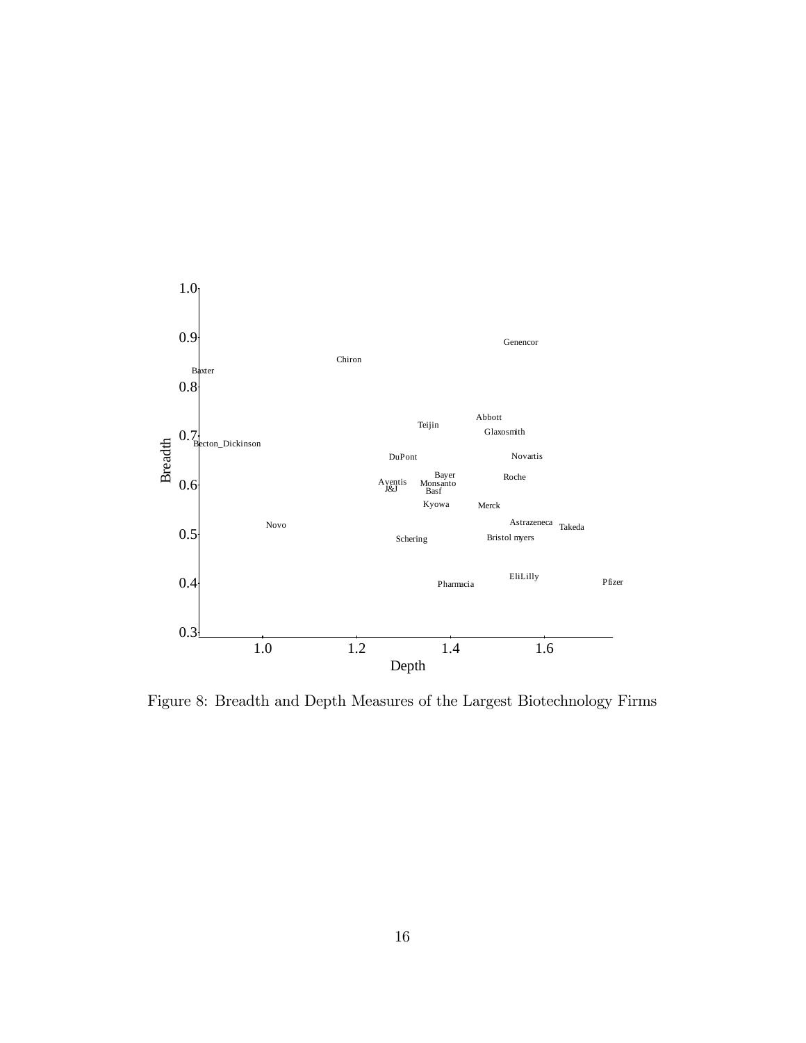Figure 8: Breadth and Depth Measures of the Largest Biotechnology Firms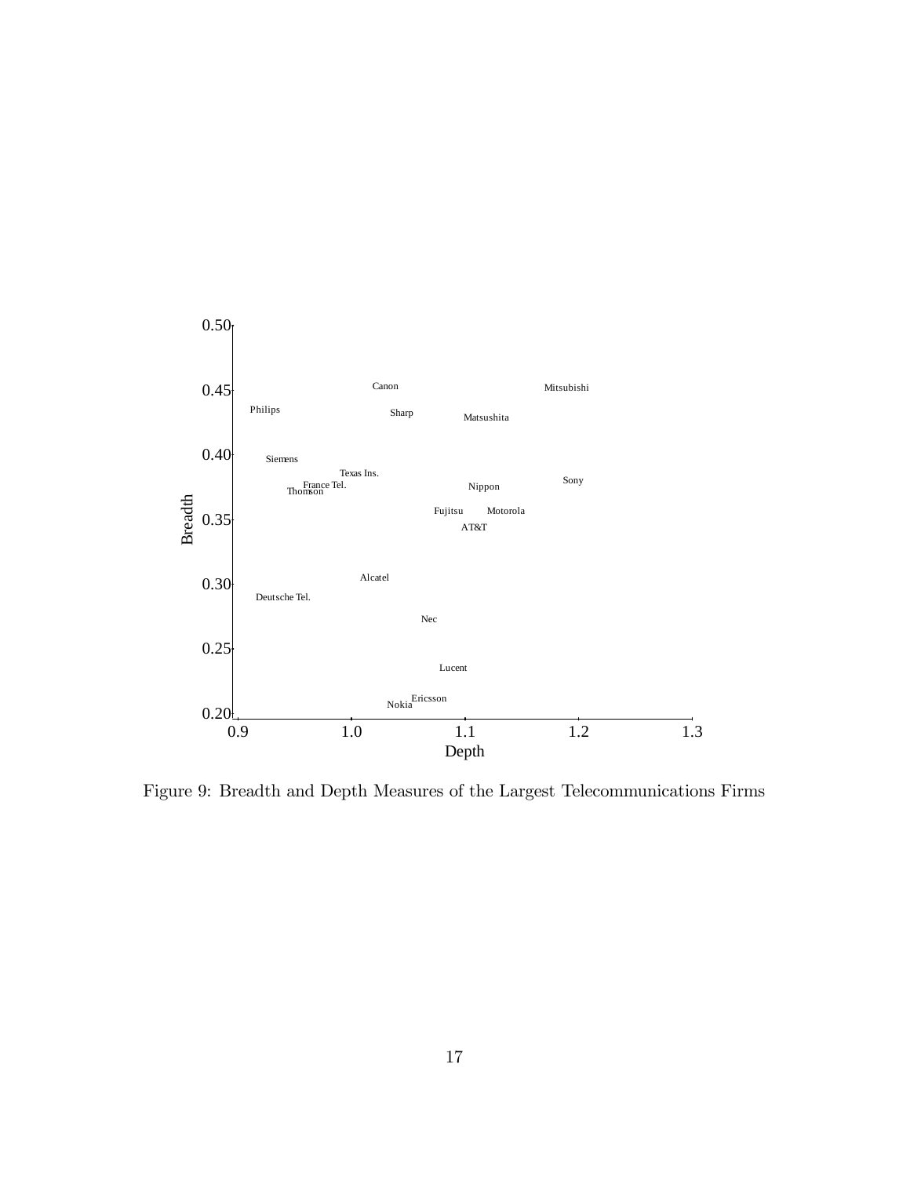Figure 9: Breadth and Depth Measures of the Largest Telecommunications Firms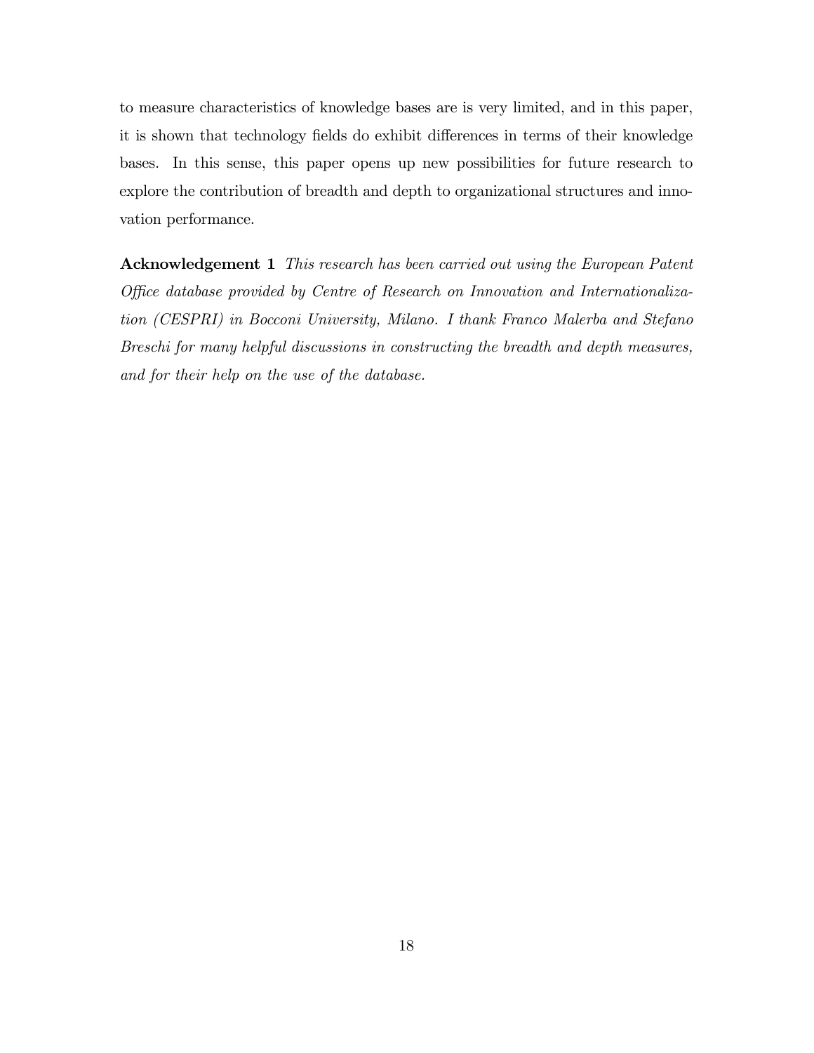to measure characteristics of knowledge bases are is very limited, and in this paper, it is shown that technology fields do exhibit differences in terms of their knowledge bases. In this sense, this paper opens up new possibilities for future research to explore the contribution of breadth and depth to organizational structures and innovation performance.

**Acknowledgement 1** *This research has been carried out using the European Patent Office database provided by Centre of Research on Innovation and Internationalization (CESPRI) in Bocconi University, Milano. I thank Franco Malerba and Stefano Breschi for many helpful discussions in constructing the breadth and depth measures, and for their help on the use of the database.*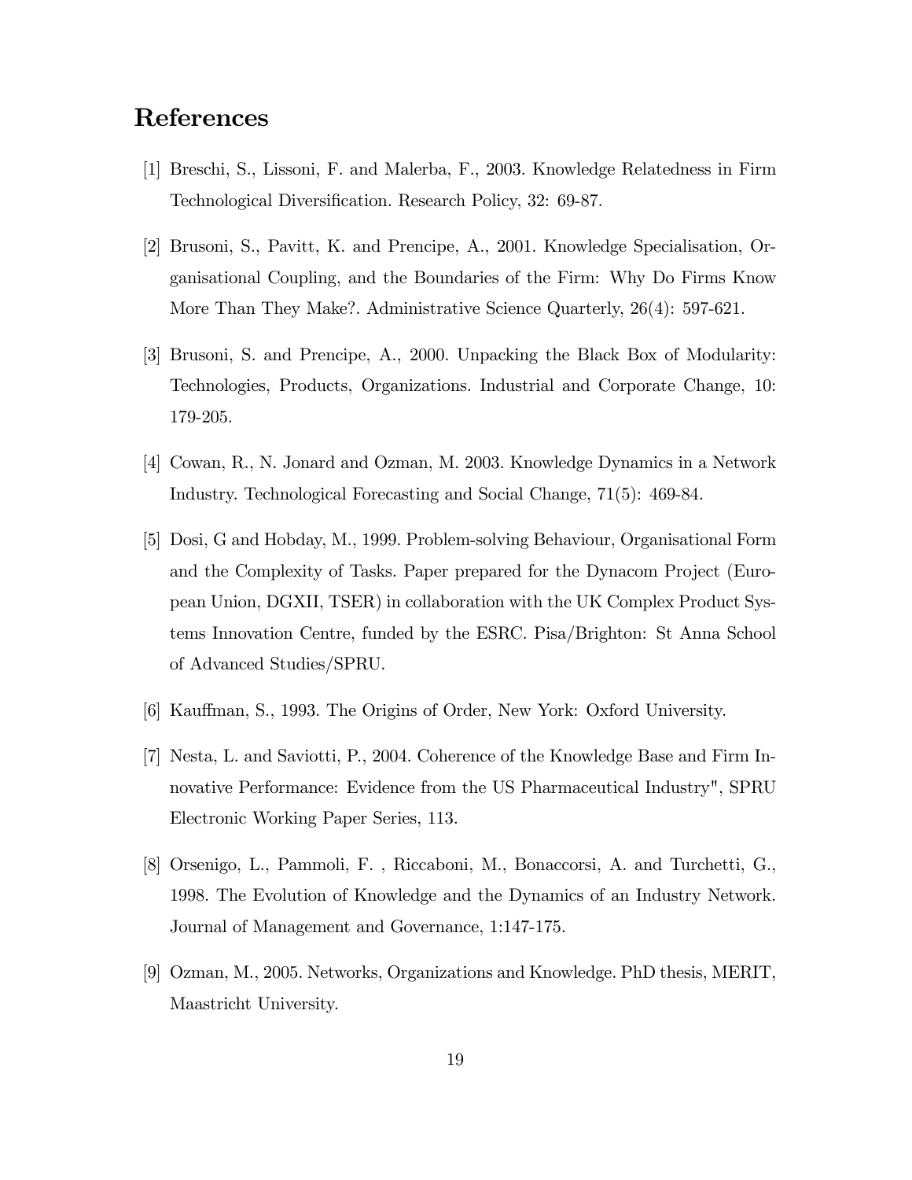## References

[1] Breschi, S., Lissoni, F. and Malerba, F., 2003. Knowledge Relatedness in Firm Technological Diversification. Research Policy, 32: 69-87.

[2] Brusoni, S., Pavitt, K. and Prencipe, A., 2001. Knowledge Specialisation, Organisational Coupling, and the Boundaries of the Firm: Why Do Firms Know More Than They Make?. Administrative Science Quarterly, 26(4): 597-621.

[3] Brusoni, S. and Prencipe, A., 2000. Unpacking the Black Box of Modularity: Technologies, Products, Organizations. Industrial and Corporate Change, 10: 179-205.

[4] Cowan, R., N. Jonard and Ozman, M. 2003. Knowledge Dynamics in a Network Industry. Technological Forecasting and Social Change, 71(5): 469-84.

[5] Dosi, G and Hobday, M., 1999. Problem-solving Behaviour, Organisational Form and the Complexity of Tasks. Paper prepared for the Dynacom Project (European Union, DGXII, TSER) in collaboration with the UK Complex Product Systems Innovation Centre, funded by the ESRC. Pisa/Brighton: St Anna School of Advanced Studies/SPRU.

[6] Kauffman, S., 1993. The Origins of Order, New York: Oxford University.

[7] Nesta, L. and Saviotti, P., 2004. Coherence of the Knowledge Base and Firm Innovative Performance: Evidence from the US Pharmaceutical Industry", SPRU Electronic Working Paper Series, 113.

[8] Orsenigo, L., Pammoli, F. , Riccaboni, M., Bonaccorsi, A. and Turchetti, G., 1998. The Evolution of Knowledge and the Dynamics of an Industry Network. Journal of Management and Governance, 1:147-175.

[9] Ozman, M., 2005. Networks, Organizations and Knowledge. PhD thesis, MERIT, Maastricht University.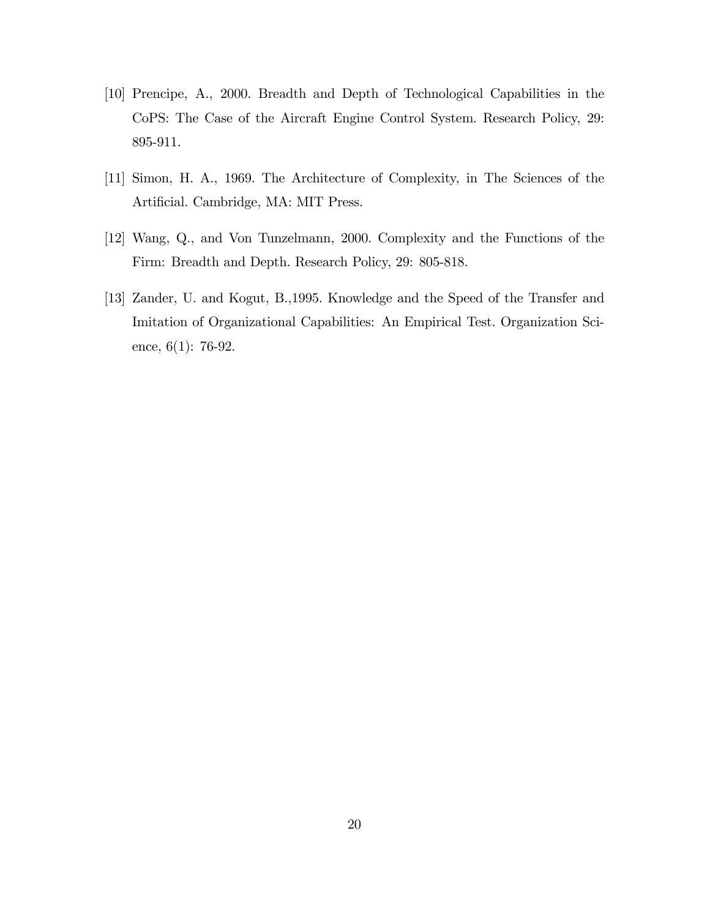[10] Prencipe, A., 2000. Breadth and Depth of Technological Capabilities in the CoPS: The Case of the Aircraft Engine Control System. Research Policy, 29: 895-911.

[11] Simon, H. A., 1969. The Architecture of Complexity, in The Sciences of the Artificial. Cambridge, MA: MIT Press.

[12] Wang, Q., and Von Tunzelmann, 2000. Complexity and the Functions of the Firm: Breadth and Depth. Research Policy, 29: 805-818.

[13] Zander, U. and Kogut, B.,1995. Knowledge and the Speed of the Transfer and Imitation of Organizational Capabilities: An Empirical Test. Organization Science, 6(1): 76-92.